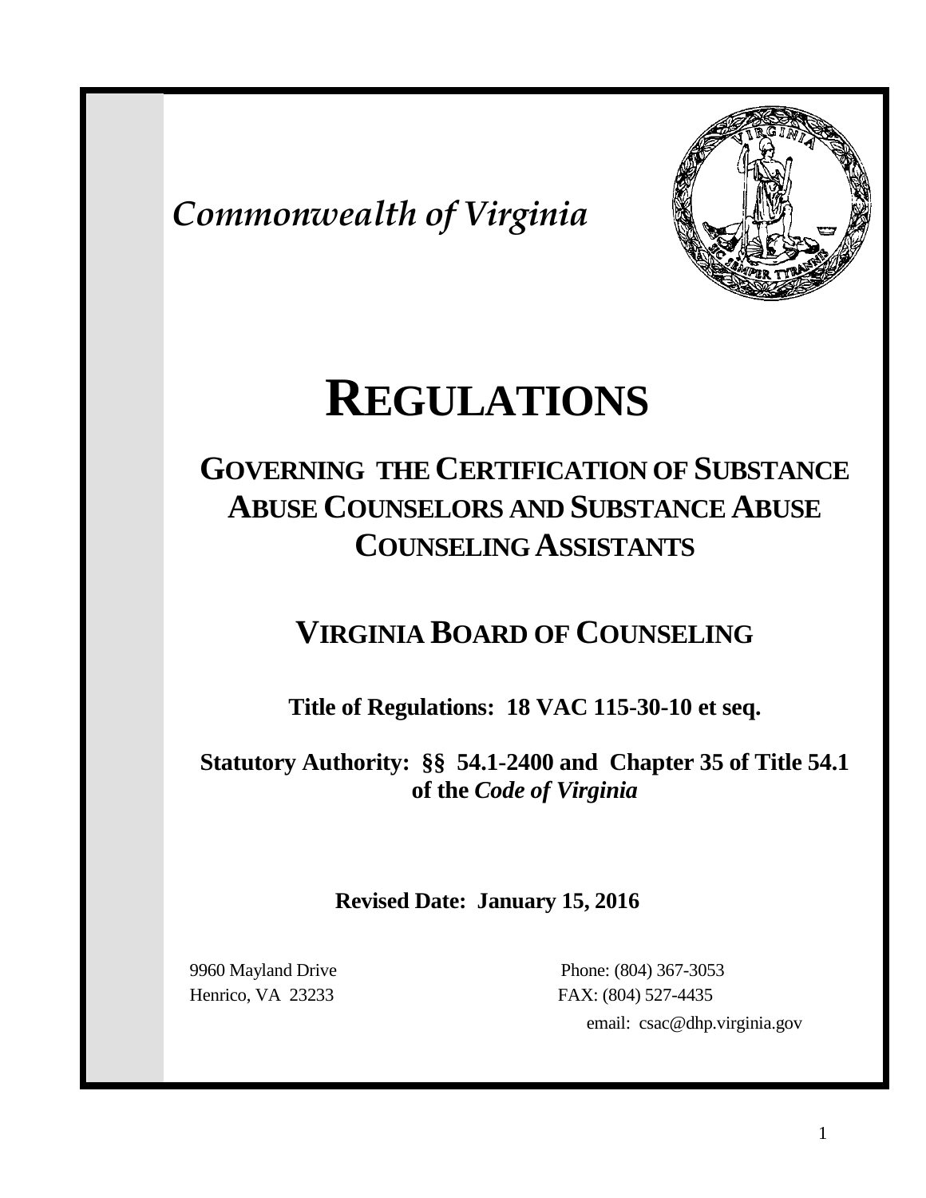*Commonwealth of Virginia*

# REGULATIONS

## GOVERNING THE CERTIFICATION OF SUBSTANCE ABUSE COUNSELORS AND SUBSTANCE ABUSE COUNSELING ASSISTANTS

## VIRGINIA BOARD OF COUNSELING

**Title of Regulations: 18 VAC 115-30-10 et seq.**

**Statutory Authority: §§ 54.1-2400 and Chapter 35 of Title 54.1 of the *Code of Virginia***

**Revised Date: January 15, 2016**

9960 Mayland Drive
Henrico, VA 23233

Phone: (804) 367-3053
FAX: (804) 527-4435
email: csac@dhp.virginia.gov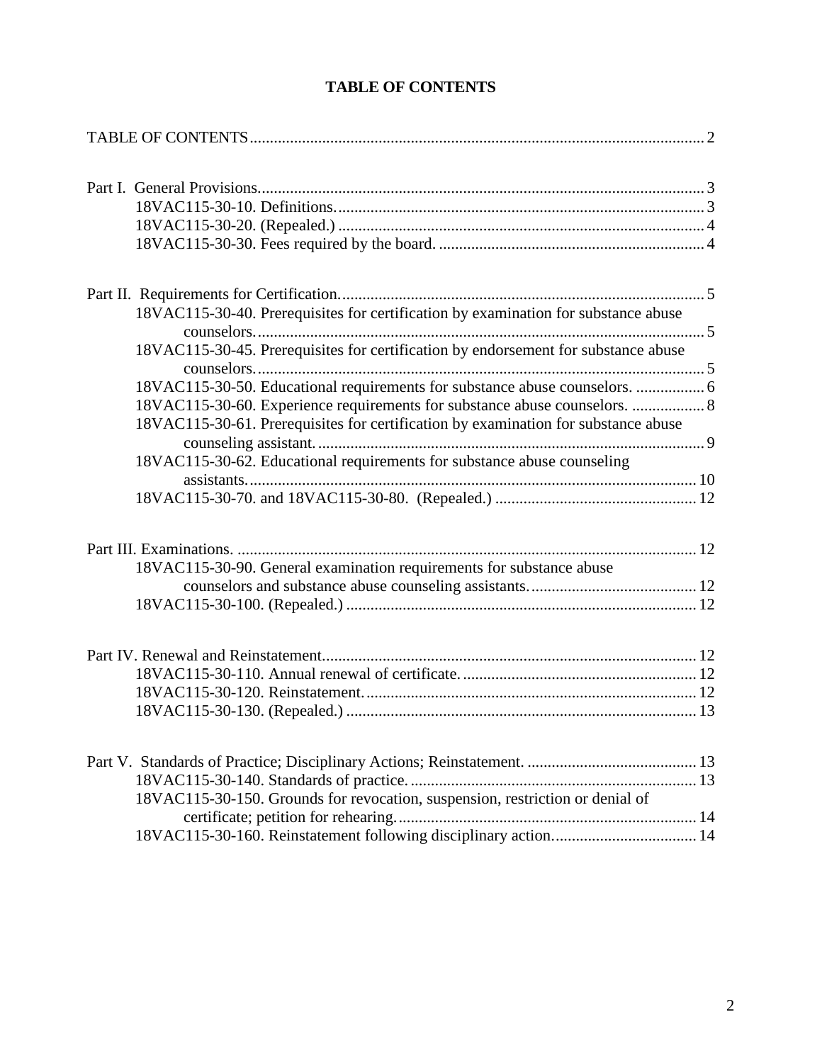# TABLE OF CONTENTS

TABLE OF CONTENTS .......... 2

Part I. General Provisions .......... 3
- 18VAC115-30-10. Definitions. .......... 3
- 18VAC115-30-20. (Repealed.) .......... 4
- 18VAC115-30-30. Fees required by the board. .......... 4

Part II. Requirements for Certification. .......... 5
- 18VAC115-30-40. Prerequisites for certification by examination for substance abuse counselors. .......... 5
- 18VAC115-30-45. Prerequisites for certification by endorsement for substance abuse counselors. .......... 5
- 18VAC115-30-50. Educational requirements for substance abuse counselors. .......... 6
- 18VAC115-30-60. Experience requirements for substance abuse counselors. .......... 8
- 18VAC115-30-61. Prerequisites for certification by examination for substance abuse counseling assistant. .......... 9
- 18VAC115-30-62. Educational requirements for substance abuse counseling assistants. .......... 10
- 18VAC115-30-70. and 18VAC115-30-80. (Repealed.) .......... 12

Part III. Examinations. .......... 12
- 18VAC115-30-90. General examination requirements for substance abuse counselors and substance abuse counseling assistants. .......... 12
- 18VAC115-30-100. (Repealed.) .......... 12

Part IV. Renewal and Reinstatement .......... 12
- 18VAC115-30-110. Annual renewal of certificate. .......... 12
- 18VAC115-30-120. Reinstatement. .......... 12
- 18VAC115-30-130. (Repealed.) .......... 13

Part V. Standards of Practice; Disciplinary Actions; Reinstatement. .......... 13
- 18VAC115-30-140. Standards of practice. .......... 13
- 18VAC115-30-150. Grounds for revocation, suspension, restriction or denial of certificate; petition for rehearing. .......... 14
- 18VAC115-30-160. Reinstatement following disciplinary action. .......... 14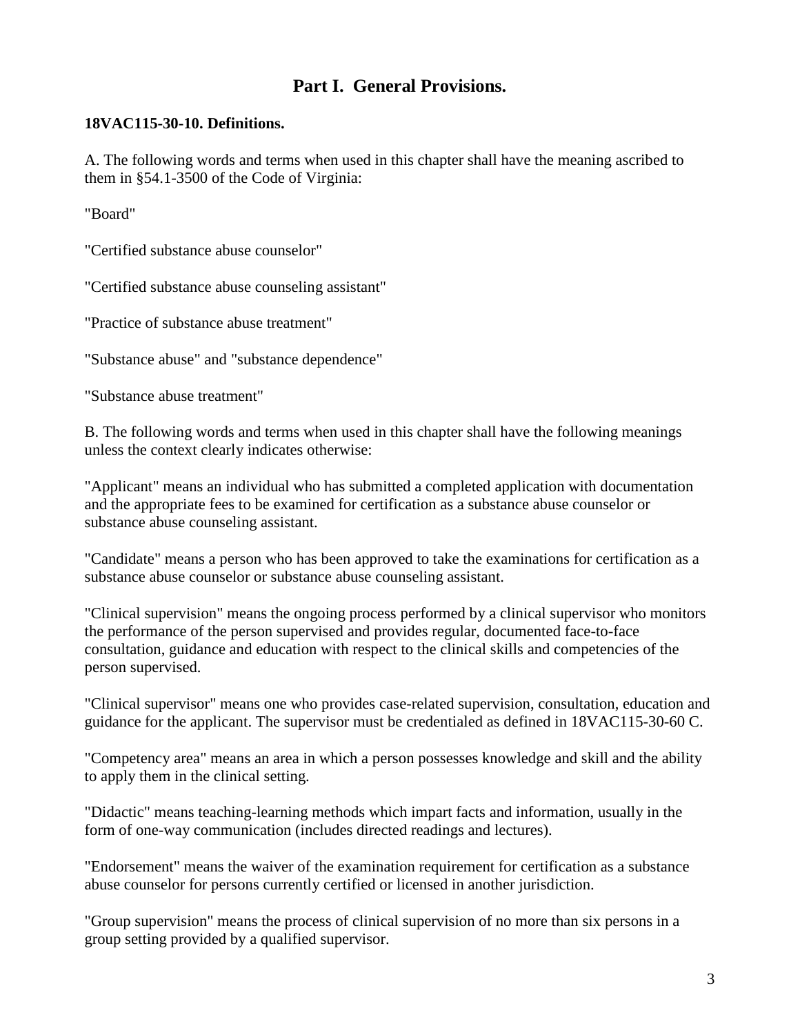## Part I. General Provisions.

**18VAC115-30-10. Definitions.**

A. The following words and terms when used in this chapter shall have the meaning ascribed to them in §54.1-3500 of the Code of Virginia:

"Board"

"Certified substance abuse counselor"

"Certified substance abuse counseling assistant"

"Practice of substance abuse treatment"

"Substance abuse" and "substance dependence"

"Substance abuse treatment"

B. The following words and terms when used in this chapter shall have the following meanings unless the context clearly indicates otherwise:

"Applicant" means an individual who has submitted a completed application with documentation and the appropriate fees to be examined for certification as a substance abuse counselor or substance abuse counseling assistant.

"Candidate" means a person who has been approved to take the examinations for certification as a substance abuse counselor or substance abuse counseling assistant.

"Clinical supervision" means the ongoing process performed by a clinical supervisor who monitors the performance of the person supervised and provides regular, documented face-to-face consultation, guidance and education with respect to the clinical skills and competencies of the person supervised.

"Clinical supervisor" means one who provides case-related supervision, consultation, education and guidance for the applicant. The supervisor must be credentialed as defined in 18VAC115-30-60 C.

"Competency area" means an area in which a person possesses knowledge and skill and the ability to apply them in the clinical setting.

"Didactic" means teaching-learning methods which impart facts and information, usually in the form of one-way communication (includes directed readings and lectures).

"Endorsement" means the waiver of the examination requirement for certification as a substance abuse counselor for persons currently certified or licensed in another jurisdiction.

"Group supervision" means the process of clinical supervision of no more than six persons in a group setting provided by a qualified supervisor.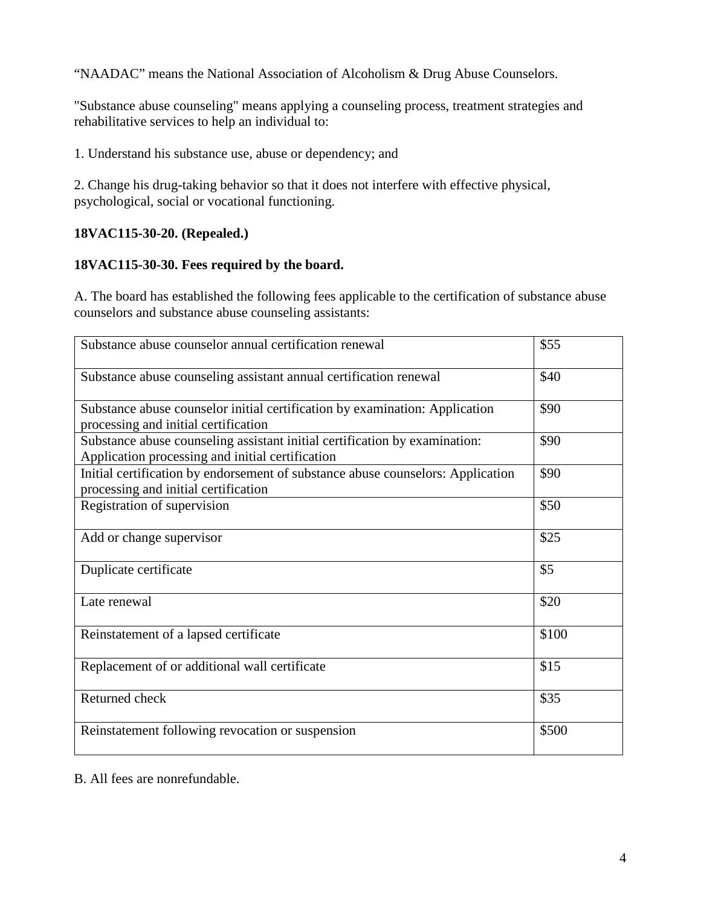"NAADAC" means the National Association of Alcoholism & Drug Abuse Counselors.

"Substance abuse counseling" means applying a counseling process, treatment strategies and rehabilitative services to help an individual to:

1. Understand his substance use, abuse or dependency; and

2. Change his drug-taking behavior so that it does not interfere with effective physical, psychological, social or vocational functioning.

**18VAC115-30-20. (Repealed.)**

**18VAC115-30-30. Fees required by the board.**

A. The board has established the following fees applicable to the certification of substance abuse counselors and substance abuse counseling assistants:

| | |
|---|---|
| Substance abuse counselor annual certification renewal | $55 |
| Substance abuse counseling assistant annual certification renewal | $40 |
| Substance abuse counselor initial certification by examination: Application processing and initial certification | $90 |
| Substance abuse counseling assistant initial certification by examination: Application processing and initial certification | $90 |
| Initial certification by endorsement of substance abuse counselors: Application processing and initial certification | $90 |
| Registration of supervision | $50 |
| Add or change supervisor | $25 |
| Duplicate certificate | $5 |
| Late renewal | $20 |
| Reinstatement of a lapsed certificate | $100 |
| Replacement of or additional wall certificate | $15 |
| Returned check | $35 |
| Reinstatement following revocation or suspension | $500 |

B. All fees are nonrefundable.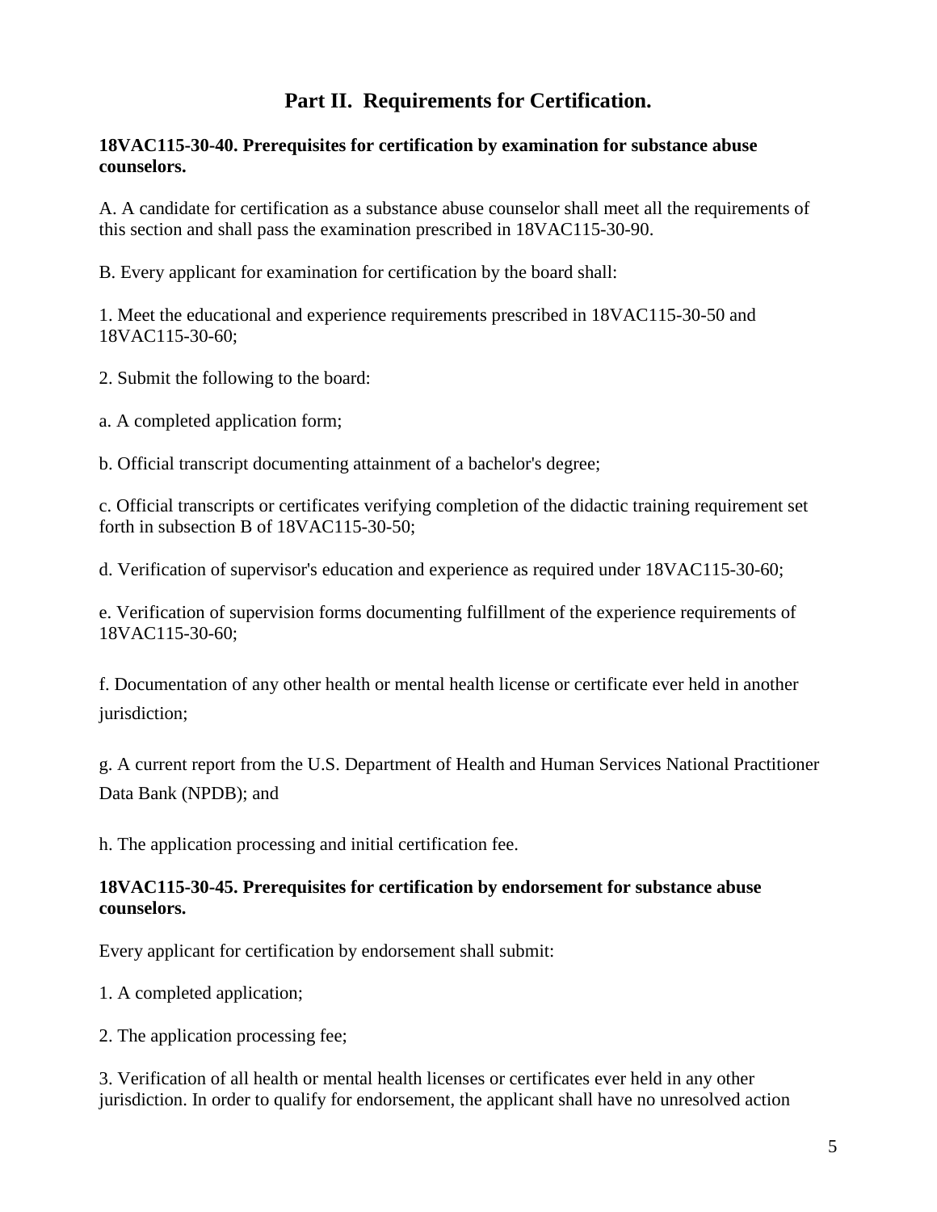## Part II. Requirements for Certification.

### 18VAC115-30-40. Prerequisites for certification by examination for substance abuse counselors.

A. A candidate for certification as a substance abuse counselor shall meet all the requirements of this section and shall pass the examination prescribed in 18VAC115-30-90.

B. Every applicant for examination for certification by the board shall:

1. Meet the educational and experience requirements prescribed in 18VAC115-30-50 and 18VAC115-30-60;

2. Submit the following to the board:

a. A completed application form;

b. Official transcript documenting attainment of a bachelor's degree;

c. Official transcripts or certificates verifying completion of the didactic training requirement set forth in subsection B of 18VAC115-30-50;

d. Verification of supervisor's education and experience as required under 18VAC115-30-60;

e. Verification of supervision forms documenting fulfillment of the experience requirements of 18VAC115-30-60;

f. Documentation of any other health or mental health license or certificate ever held in another jurisdiction;

g. A current report from the U.S. Department of Health and Human Services National Practitioner Data Bank (NPDB); and

h. The application processing and initial certification fee.

### 18VAC115-30-45. Prerequisites for certification by endorsement for substance abuse counselors.

Every applicant for certification by endorsement shall submit:

1. A completed application;

2. The application processing fee;

3. Verification of all health or mental health licenses or certificates ever held in any other jurisdiction. In order to qualify for endorsement, the applicant shall have no unresolved action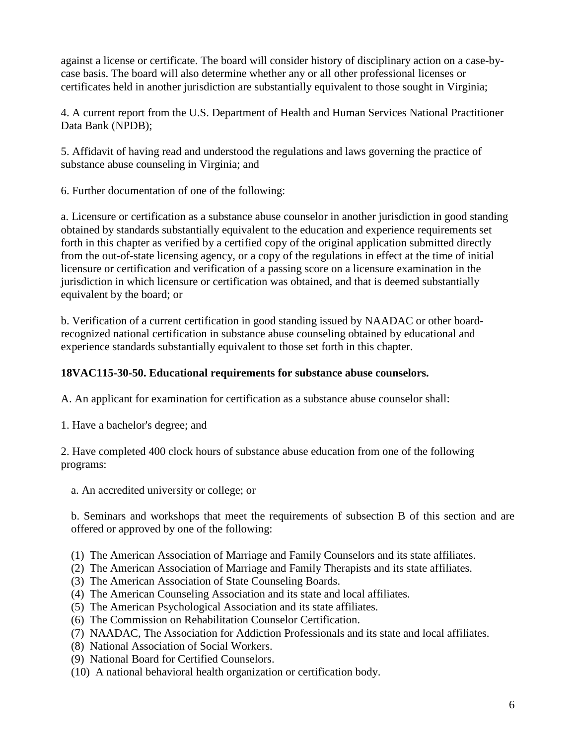against a license or certificate. The board will consider history of disciplinary action on a case-by-case basis. The board will also determine whether any or all other professional licenses or certificates held in another jurisdiction are substantially equivalent to those sought in Virginia;

4. A current report from the U.S. Department of Health and Human Services National Practitioner Data Bank (NPDB);

5. Affidavit of having read and understood the regulations and laws governing the practice of substance abuse counseling in Virginia; and

6. Further documentation of one of the following:

a. Licensure or certification as a substance abuse counselor in another jurisdiction in good standing obtained by standards substantially equivalent to the education and experience requirements set forth in this chapter as verified by a certified copy of the original application submitted directly from the out-of-state licensing agency, or a copy of the regulations in effect at the time of initial licensure or certification and verification of a passing score on a licensure examination in the jurisdiction in which licensure or certification was obtained, and that is deemed substantially equivalent by the board; or

b. Verification of a current certification in good standing issued by NAADAC or other board-recognized national certification in substance abuse counseling obtained by educational and experience standards substantially equivalent to those set forth in this chapter.

**18VAC115-30-50. Educational requirements for substance abuse counselors.**

A. An applicant for examination for certification as a substance abuse counselor shall:

1. Have a bachelor's degree; and

2. Have completed 400 clock hours of substance abuse education from one of the following programs:

a. An accredited university or college; or

b. Seminars and workshops that meet the requirements of subsection B of this section and are offered or approved by one of the following:

(1) The American Association of Marriage and Family Counselors and its state affiliates.
(2) The American Association of Marriage and Family Therapists and its state affiliates.
(3) The American Association of State Counseling Boards.
(4) The American Counseling Association and its state and local affiliates.
(5) The American Psychological Association and its state affiliates.
(6) The Commission on Rehabilitation Counselor Certification.
(7) NAADAC, The Association for Addiction Professionals and its state and local affiliates.
(8) National Association of Social Workers.
(9) National Board for Certified Counselors.
(10) A national behavioral health organization or certification body.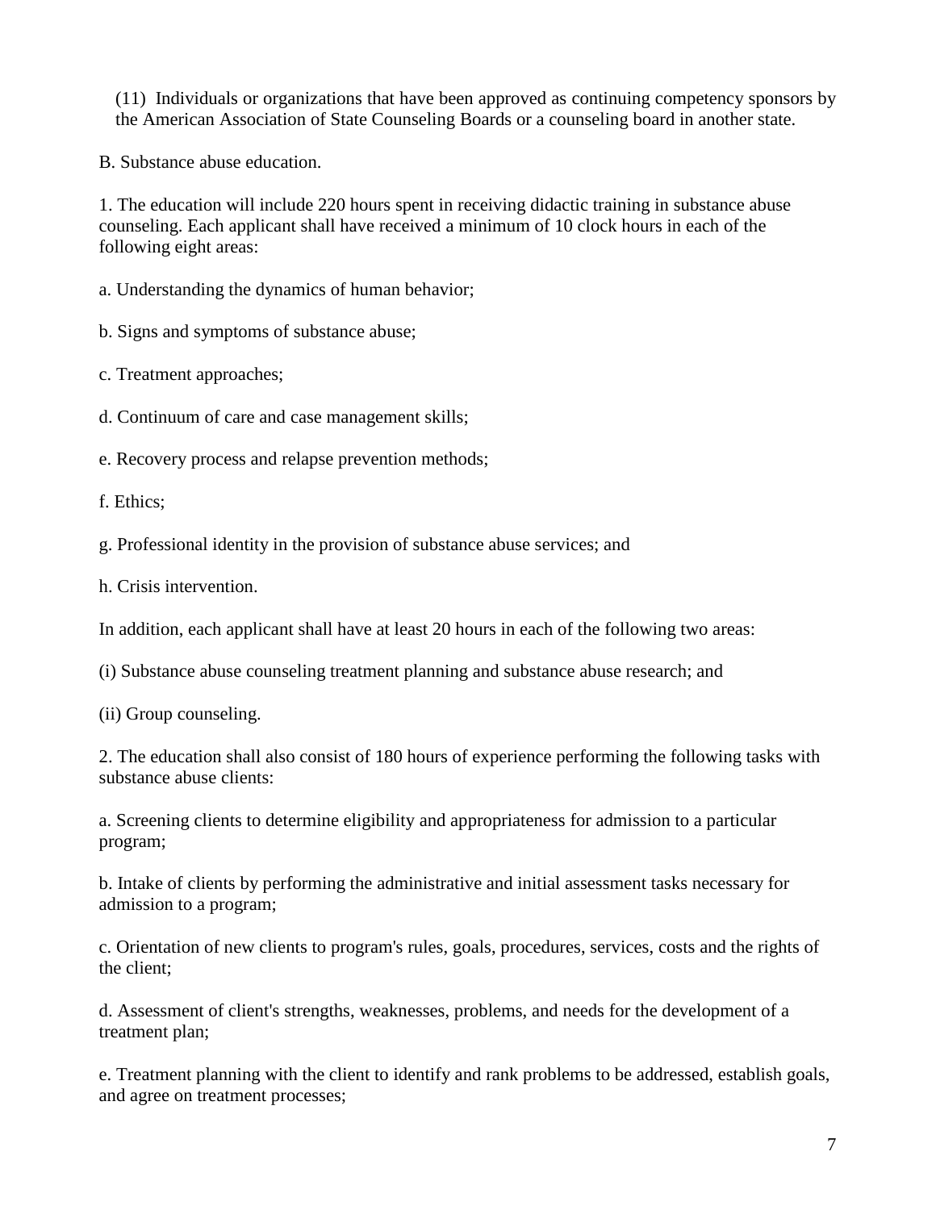(11) Individuals or organizations that have been approved as continuing competency sponsors by the American Association of State Counseling Boards or a counseling board in another state.

B. Substance abuse education.

1. The education will include 220 hours spent in receiving didactic training in substance abuse counseling. Each applicant shall have received a minimum of 10 clock hours in each of the following eight areas:

a. Understanding the dynamics of human behavior;

b. Signs and symptoms of substance abuse;

c. Treatment approaches;

d. Continuum of care and case management skills;

e. Recovery process and relapse prevention methods;

f. Ethics;

g. Professional identity in the provision of substance abuse services; and

h. Crisis intervention.

In addition, each applicant shall have at least 20 hours in each of the following two areas:

(i) Substance abuse counseling treatment planning and substance abuse research; and

(ii) Group counseling.

2. The education shall also consist of 180 hours of experience performing the following tasks with substance abuse clients:

a. Screening clients to determine eligibility and appropriateness for admission to a particular program;

b. Intake of clients by performing the administrative and initial assessment tasks necessary for admission to a program;

c. Orientation of new clients to program's rules, goals, procedures, services, costs and the rights of the client;

d. Assessment of client's strengths, weaknesses, problems, and needs for the development of a treatment plan;

e. Treatment planning with the client to identify and rank problems to be addressed, establish goals, and agree on treatment processes;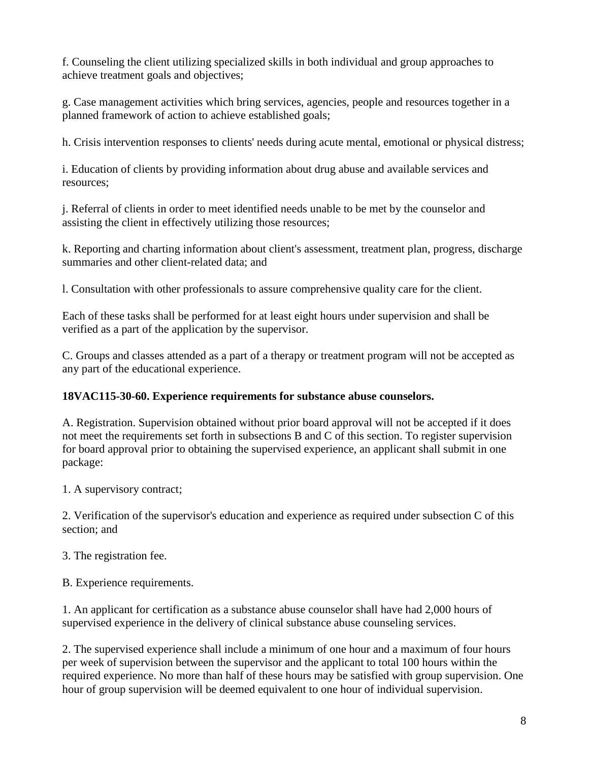f. Counseling the client utilizing specialized skills in both individual and group approaches to achieve treatment goals and objectives;

g. Case management activities which bring services, agencies, people and resources together in a planned framework of action to achieve established goals;

h. Crisis intervention responses to clients' needs during acute mental, emotional or physical distress;

i. Education of clients by providing information about drug abuse and available services and resources;

j. Referral of clients in order to meet identified needs unable to be met by the counselor and assisting the client in effectively utilizing those resources;

k. Reporting and charting information about client's assessment, treatment plan, progress, discharge summaries and other client-related data; and

l. Consultation with other professionals to assure comprehensive quality care for the client.

Each of these tasks shall be performed for at least eight hours under supervision and shall be verified as a part of the application by the supervisor.

C. Groups and classes attended as a part of a therapy or treatment program will not be accepted as any part of the educational experience.

**18VAC115-30-60. Experience requirements for substance abuse counselors.**

A. Registration. Supervision obtained without prior board approval will not be accepted if it does not meet the requirements set forth in subsections B and C of this section. To register supervision for board approval prior to obtaining the supervised experience, an applicant shall submit in one package:

1. A supervisory contract;

2. Verification of the supervisor's education and experience as required under subsection C of this section; and

3. The registration fee.

B. Experience requirements.

1. An applicant for certification as a substance abuse counselor shall have had 2,000 hours of supervised experience in the delivery of clinical substance abuse counseling services.

2. The supervised experience shall include a minimum of one hour and a maximum of four hours per week of supervision between the supervisor and the applicant to total 100 hours within the required experience. No more than half of these hours may be satisfied with group supervision. One hour of group supervision will be deemed equivalent to one hour of individual supervision.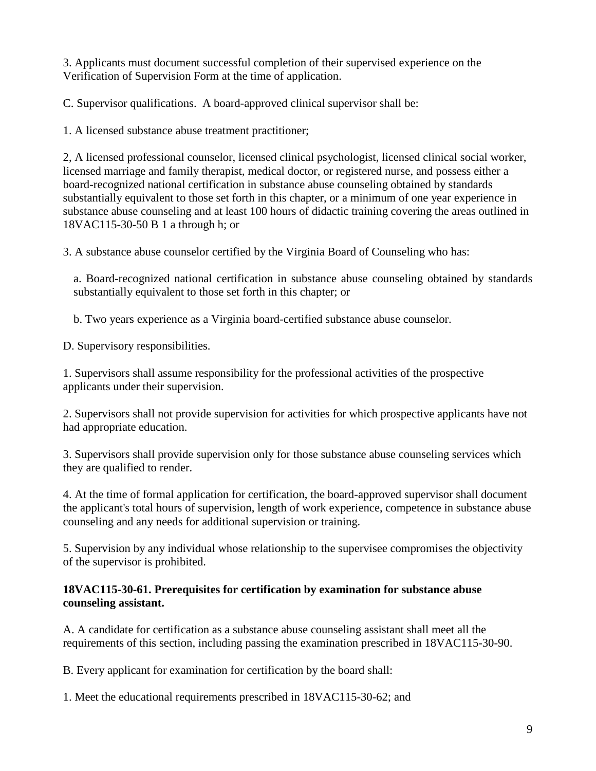3. Applicants must document successful completion of their supervised experience on the Verification of Supervision Form at the time of application.

C. Supervisor qualifications. A board-approved clinical supervisor shall be:

1. A licensed substance abuse treatment practitioner;

2, A licensed professional counselor, licensed clinical psychologist, licensed clinical social worker, licensed marriage and family therapist, medical doctor, or registered nurse, and possess either a board-recognized national certification in substance abuse counseling obtained by standards substantially equivalent to those set forth in this chapter, or a minimum of one year experience in substance abuse counseling and at least 100 hours of didactic training covering the areas outlined in 18VAC115-30-50 B 1 a through h; or

3. A substance abuse counselor certified by the Virginia Board of Counseling who has:

a. Board-recognized national certification in substance abuse counseling obtained by standards substantially equivalent to those set forth in this chapter; or

b. Two years experience as a Virginia board-certified substance abuse counselor.

D. Supervisory responsibilities.

1. Supervisors shall assume responsibility for the professional activities of the prospective applicants under their supervision.

2. Supervisors shall not provide supervision for activities for which prospective applicants have not had appropriate education.

3. Supervisors shall provide supervision only for those substance abuse counseling services which they are qualified to render.

4. At the time of formal application for certification, the board-approved supervisor shall document the applicant's total hours of supervision, length of work experience, competence in substance abuse counseling and any needs for additional supervision or training.

5. Supervision by any individual whose relationship to the supervisee compromises the objectivity of the supervisor is prohibited.

**18VAC115-30-61. Prerequisites for certification by examination for substance abuse counseling assistant.**

A. A candidate for certification as a substance abuse counseling assistant shall meet all the requirements of this section, including passing the examination prescribed in 18VAC115-30-90.

B. Every applicant for examination for certification by the board shall:

1. Meet the educational requirements prescribed in 18VAC115-30-62; and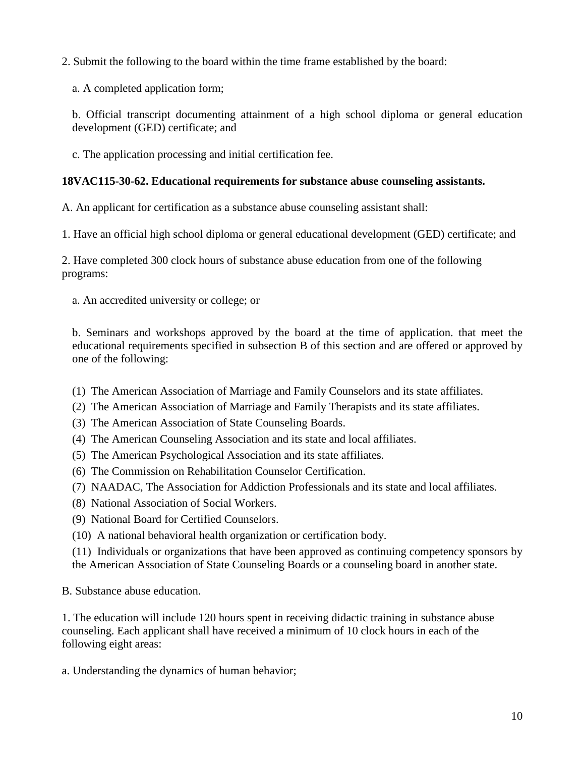2. Submit the following to the board within the time frame established by the board:

a. A completed application form;

b. Official transcript documenting attainment of a high school diploma or general education development (GED) certificate; and

c. The application processing and initial certification fee.

**18VAC115-30-62. Educational requirements for substance abuse counseling assistants.**

A. An applicant for certification as a substance abuse counseling assistant shall:

1. Have an official high school diploma or general educational development (GED) certificate; and

2. Have completed 300 clock hours of substance abuse education from one of the following programs:

a. An accredited university or college; or

b. Seminars and workshops approved by the board at the time of application. that meet the educational requirements specified in subsection B of this section and are offered or approved by one of the following:

(1) The American Association of Marriage and Family Counselors and its state affiliates.
(2) The American Association of Marriage and Family Therapists and its state affiliates.
(3) The American Association of State Counseling Boards.
(4) The American Counseling Association and its state and local affiliates.
(5) The American Psychological Association and its state affiliates.
(6) The Commission on Rehabilitation Counselor Certification.
(7) NAADAC, The Association for Addiction Professionals and its state and local affiliates.
(8) National Association of Social Workers.
(9) National Board for Certified Counselors.
(10) A national behavioral health organization or certification body.
(11) Individuals or organizations that have been approved as continuing competency sponsors by the American Association of State Counseling Boards or a counseling board in another state.

B. Substance abuse education.

1. The education will include 120 hours spent in receiving didactic training in substance abuse counseling. Each applicant shall have received a minimum of 10 clock hours in each of the following eight areas:

a. Understanding the dynamics of human behavior;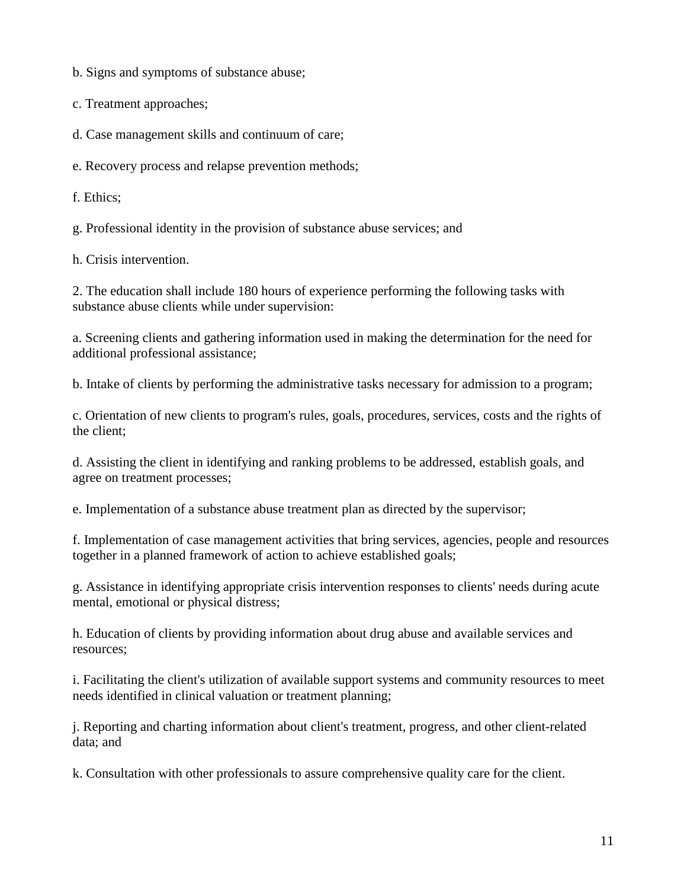b. Signs and symptoms of substance abuse;

c. Treatment approaches;

d. Case management skills and continuum of care;

e. Recovery process and relapse prevention methods;

f. Ethics;

g. Professional identity in the provision of substance abuse services; and

h. Crisis intervention.

2. The education shall include 180 hours of experience performing the following tasks with substance abuse clients while under supervision:

a. Screening clients and gathering information used in making the determination for the need for additional professional assistance;

b. Intake of clients by performing the administrative tasks necessary for admission to a program;

c. Orientation of new clients to program's rules, goals, procedures, services, costs and the rights of the client;

d. Assisting the client in identifying and ranking problems to be addressed, establish goals, and agree on treatment processes;

e. Implementation of a substance abuse treatment plan as directed by the supervisor;

f. Implementation of case management activities that bring services, agencies, people and resources together in a planned framework of action to achieve established goals;

g. Assistance in identifying appropriate crisis intervention responses to clients' needs during acute mental, emotional or physical distress;

h. Education of clients by providing information about drug abuse and available services and resources;

i. Facilitating the client's utilization of available support systems and community resources to meet needs identified in clinical valuation or treatment planning;

j. Reporting and charting information about client's treatment, progress, and other client-related data; and

k. Consultation with other professionals to assure comprehensive quality care for the client.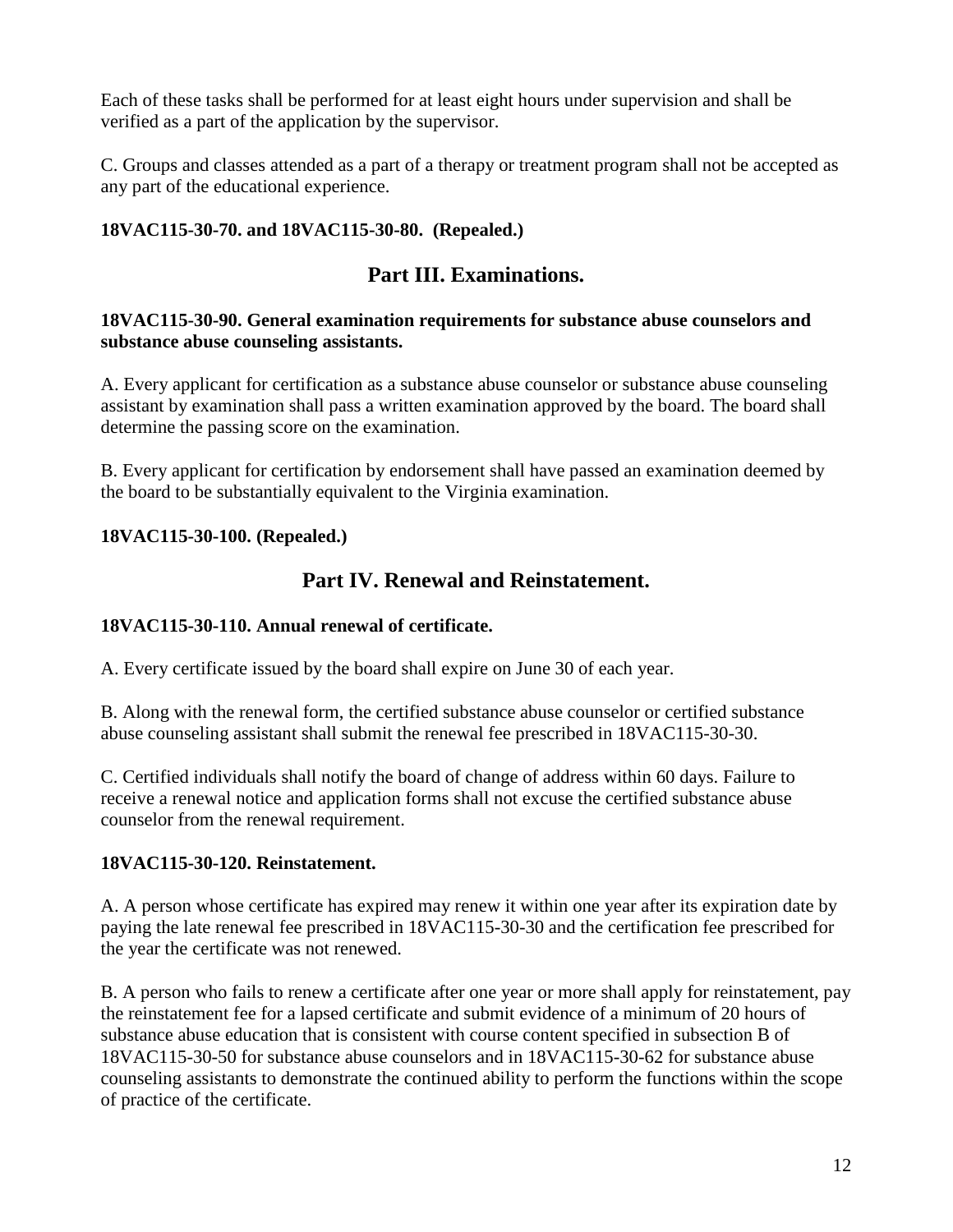Each of these tasks shall be performed for at least eight hours under supervision and shall be verified as a part of the application by the supervisor.

C. Groups and classes attended as a part of a therapy or treatment program shall not be accepted as any part of the educational experience.

**18VAC115-30-70. and 18VAC115-30-80. (Repealed.)**

## Part III. Examinations.

**18VAC115-30-90. General examination requirements for substance abuse counselors and substance abuse counseling assistants.**

A. Every applicant for certification as a substance abuse counselor or substance abuse counseling assistant by examination shall pass a written examination approved by the board. The board shall determine the passing score on the examination.

B. Every applicant for certification by endorsement shall have passed an examination deemed by the board to be substantially equivalent to the Virginia examination.

**18VAC115-30-100. (Repealed.)**

## Part IV. Renewal and Reinstatement.

**18VAC115-30-110. Annual renewal of certificate.**

A. Every certificate issued by the board shall expire on June 30 of each year.

B. Along with the renewal form, the certified substance abuse counselor or certified substance abuse counseling assistant shall submit the renewal fee prescribed in 18VAC115-30-30.

C. Certified individuals shall notify the board of change of address within 60 days. Failure to receive a renewal notice and application forms shall not excuse the certified substance abuse counselor from the renewal requirement.

**18VAC115-30-120. Reinstatement.**

A. A person whose certificate has expired may renew it within one year after its expiration date by paying the late renewal fee prescribed in 18VAC115-30-30 and the certification fee prescribed for the year the certificate was not renewed.

B. A person who fails to renew a certificate after one year or more shall apply for reinstatement, pay the reinstatement fee for a lapsed certificate and submit evidence of a minimum of 20 hours of substance abuse education that is consistent with course content specified in subsection B of 18VAC115-30-50 for substance abuse counselors and in 18VAC115-30-62 for substance abuse counseling assistants to demonstrate the continued ability to perform the functions within the scope of practice of the certificate.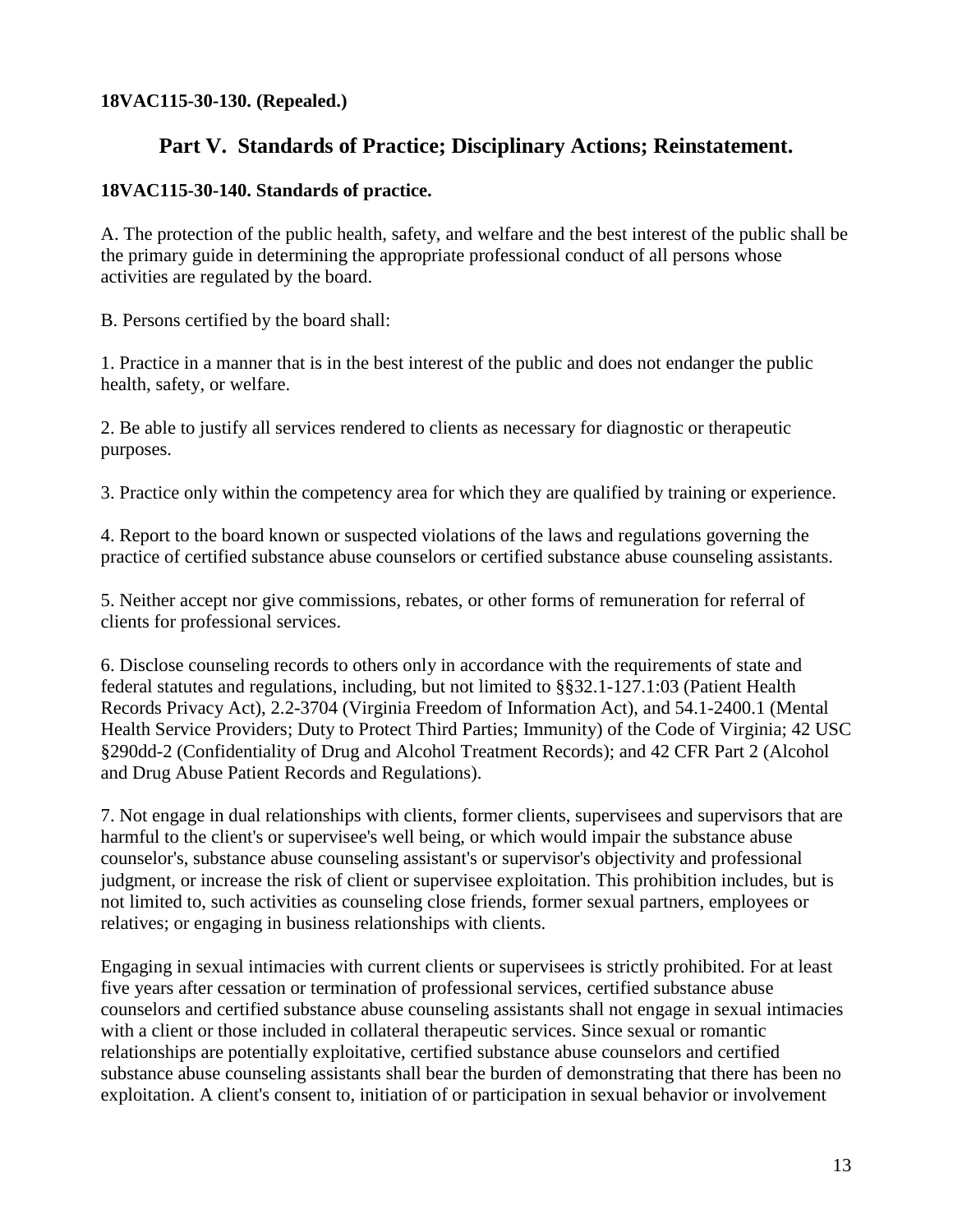**18VAC115-30-130. (Repealed.)**

## Part V. Standards of Practice; Disciplinary Actions; Reinstatement.

**18VAC115-30-140. Standards of practice.**

A. The protection of the public health, safety, and welfare and the best interest of the public shall be the primary guide in determining the appropriate professional conduct of all persons whose activities are regulated by the board.

B. Persons certified by the board shall:

1. Practice in a manner that is in the best interest of the public and does not endanger the public health, safety, or welfare.

2. Be able to justify all services rendered to clients as necessary for diagnostic or therapeutic purposes.

3. Practice only within the competency area for which they are qualified by training or experience.

4. Report to the board known or suspected violations of the laws and regulations governing the practice of certified substance abuse counselors or certified substance abuse counseling assistants.

5. Neither accept nor give commissions, rebates, or other forms of remuneration for referral of clients for professional services.

6. Disclose counseling records to others only in accordance with the requirements of state and federal statutes and regulations, including, but not limited to §§32.1-127.1:03 (Patient Health Records Privacy Act), 2.2-3704 (Virginia Freedom of Information Act), and 54.1-2400.1 (Mental Health Service Providers; Duty to Protect Third Parties; Immunity) of the Code of Virginia; 42 USC §290dd-2 (Confidentiality of Drug and Alcohol Treatment Records); and 42 CFR Part 2 (Alcohol and Drug Abuse Patient Records and Regulations).

7. Not engage in dual relationships with clients, former clients, supervisees and supervisors that are harmful to the client's or supervisee's well being, or which would impair the substance abuse counselor's, substance abuse counseling assistant's or supervisor's objectivity and professional judgment, or increase the risk of client or supervisee exploitation. This prohibition includes, but is not limited to, such activities as counseling close friends, former sexual partners, employees or relatives; or engaging in business relationships with clients.

Engaging in sexual intimacies with current clients or supervisees is strictly prohibited. For at least five years after cessation or termination of professional services, certified substance abuse counselors and certified substance abuse counseling assistants shall not engage in sexual intimacies with a client or those included in collateral therapeutic services. Since sexual or romantic relationships are potentially exploitative, certified substance abuse counselors and certified substance abuse counseling assistants shall bear the burden of demonstrating that there has been no exploitation. A client's consent to, initiation of or participation in sexual behavior or involvement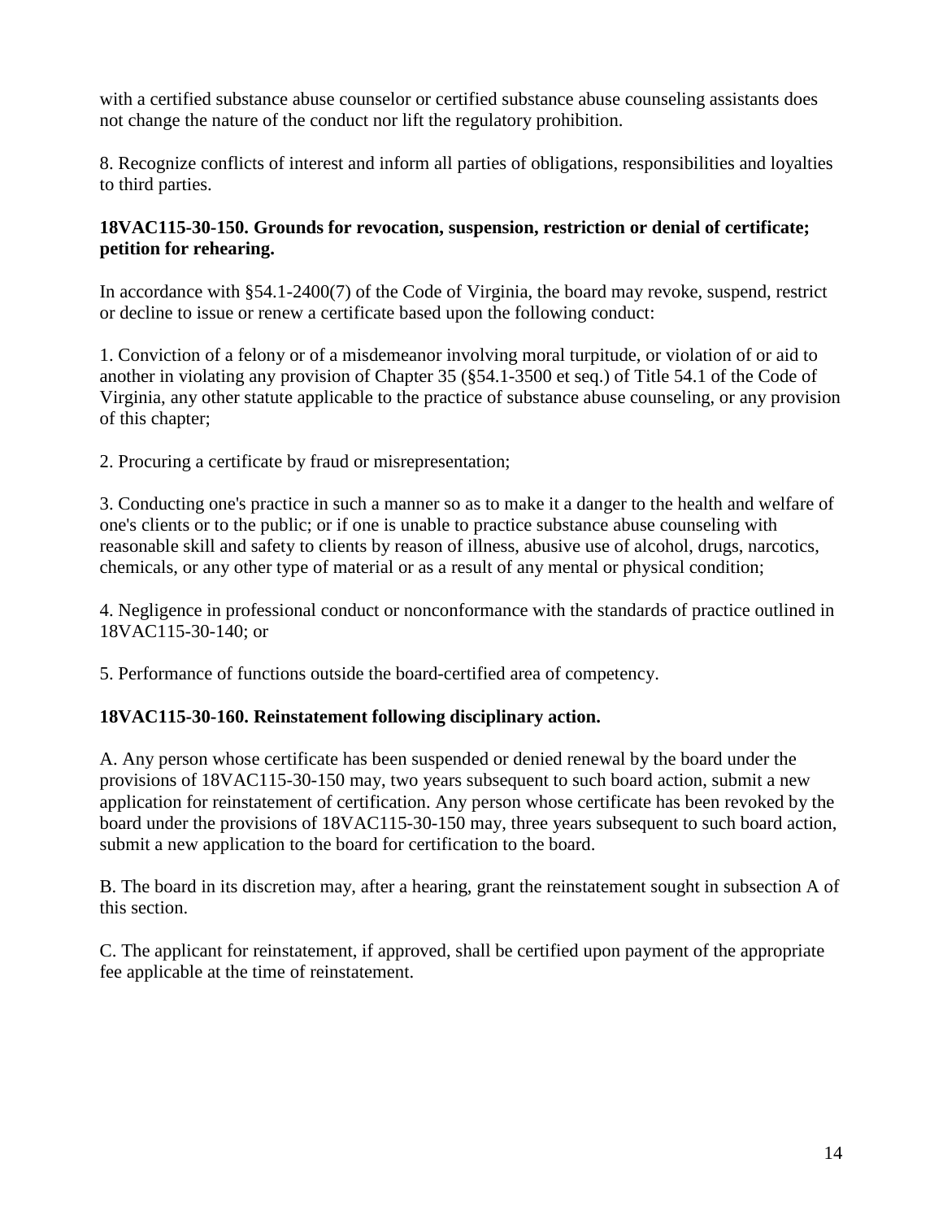with a certified substance abuse counselor or certified substance abuse counseling assistants does not change the nature of the conduct nor lift the regulatory prohibition.

8. Recognize conflicts of interest and inform all parties of obligations, responsibilities and loyalties to third parties.

**18VAC115-30-150. Grounds for revocation, suspension, restriction or denial of certificate; petition for rehearing.**

In accordance with §54.1-2400(7) of the Code of Virginia, the board may revoke, suspend, restrict or decline to issue or renew a certificate based upon the following conduct:

1. Conviction of a felony or of a misdemeanor involving moral turpitude, or violation of or aid to another in violating any provision of Chapter 35 (§54.1-3500 et seq.) of Title 54.1 of the Code of Virginia, any other statute applicable to the practice of substance abuse counseling, or any provision of this chapter;

2. Procuring a certificate by fraud or misrepresentation;

3. Conducting one's practice in such a manner so as to make it a danger to the health and welfare of one's clients or to the public; or if one is unable to practice substance abuse counseling with reasonable skill and safety to clients by reason of illness, abusive use of alcohol, drugs, narcotics, chemicals, or any other type of material or as a result of any mental or physical condition;

4. Negligence in professional conduct or nonconformance with the standards of practice outlined in 18VAC115-30-140; or

5. Performance of functions outside the board-certified area of competency.

**18VAC115-30-160. Reinstatement following disciplinary action.**

A. Any person whose certificate has been suspended or denied renewal by the board under the provisions of 18VAC115-30-150 may, two years subsequent to such board action, submit a new application for reinstatement of certification. Any person whose certificate has been revoked by the board under the provisions of 18VAC115-30-150 may, three years subsequent to such board action, submit a new application to the board for certification to the board.

B. The board in its discretion may, after a hearing, grant the reinstatement sought in subsection A of this section.

C. The applicant for reinstatement, if approved, shall be certified upon payment of the appropriate fee applicable at the time of reinstatement.